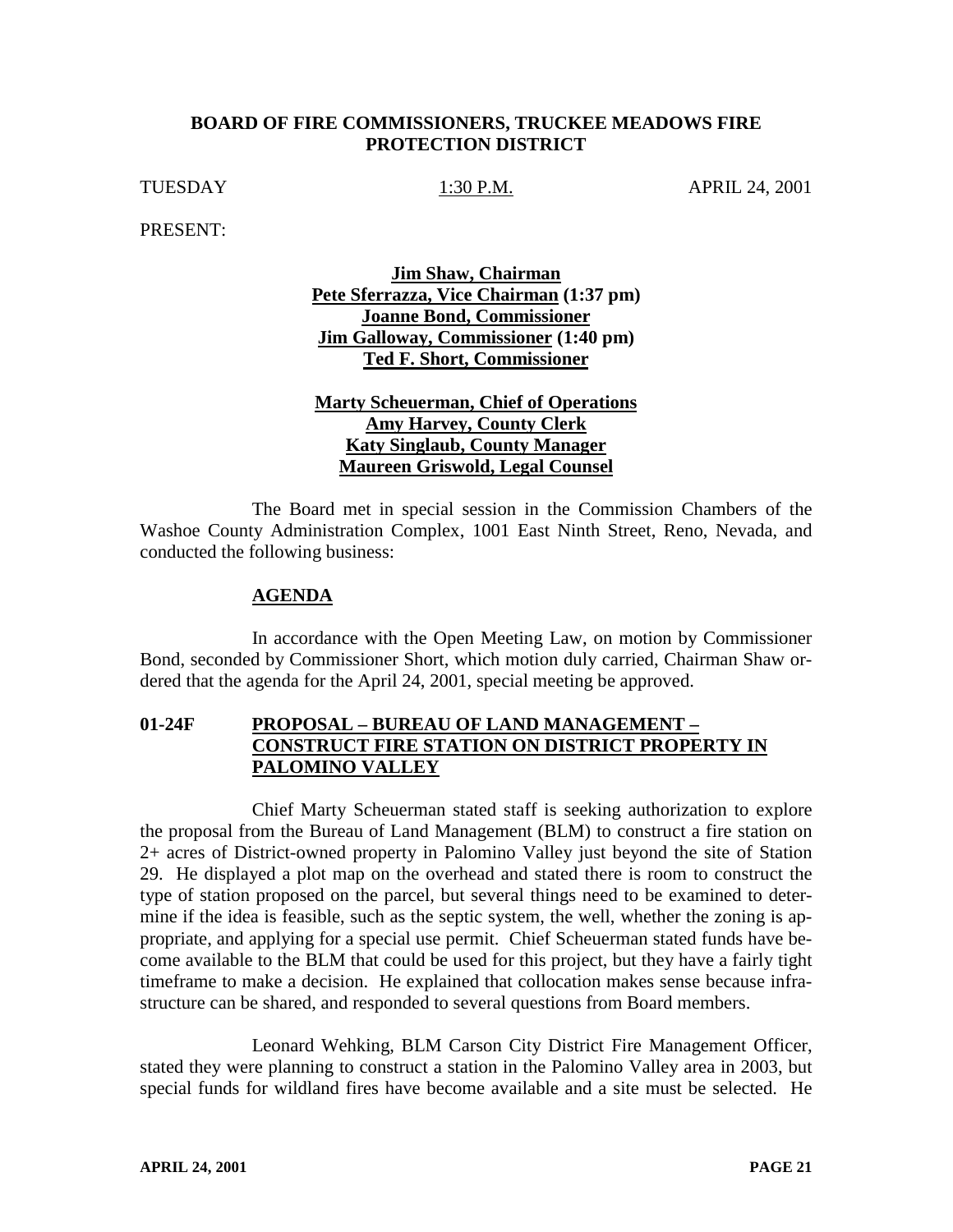# BOARD OF FIRE COMMISSIONERS, TRUCKEE MEADOWS FIRE PROTECTION DISTRICT

TUESDAY 1:30 P.M. APRIL 24, 2001

PRESENT:

**Jim Shaw, Chairman**
**Pete Sferrazza, Vice Chairman (1:37 pm)**
**Joanne Bond, Commissioner**
**Jim Galloway, Commissioner (1:40 pm)**
**Ted F. Short, Commissioner**

**Marty Scheuerman, Chief of Operations**
**Amy Harvey, County Clerk**
**Katy Singlaub, County Manager**
**Maureen Griswold, Legal Counsel**

The Board met in special session in the Commission Chambers of the Washoe County Administration Complex, 1001 East Ninth Street, Reno, Nevada, and conducted the following business:

## AGENDA

In accordance with the Open Meeting Law, on motion by Commissioner Bond, seconded by Commissioner Short, which motion duly carried, Chairman Shaw ordered that the agenda for the April 24, 2001, special meeting be approved.

## 01-24F PROPOSAL – BUREAU OF LAND MANAGEMENT – CONSTRUCT FIRE STATION ON DISTRICT PROPERTY IN PALOMINO VALLEY

Chief Marty Scheuerman stated staff is seeking authorization to explore the proposal from the Bureau of Land Management (BLM) to construct a fire station on 2+ acres of District-owned property in Palomino Valley just beyond the site of Station 29. He displayed a plot map on the overhead and stated there is room to construct the type of station proposed on the parcel, but several things need to be examined to determine if the idea is feasible, such as the septic system, the well, whether the zoning is appropriate, and applying for a special use permit. Chief Scheuerman stated funds have become available to the BLM that could be used for this project, but they have a fairly tight timeframe to make a decision. He explained that collocation makes sense because infrastructure can be shared, and responded to several questions from Board members.

Leonard Wehking, BLM Carson City District Fire Management Officer, stated they were planning to construct a station in the Palomino Valley area in 2003, but special funds for wildland fires have become available and a site must be selected. He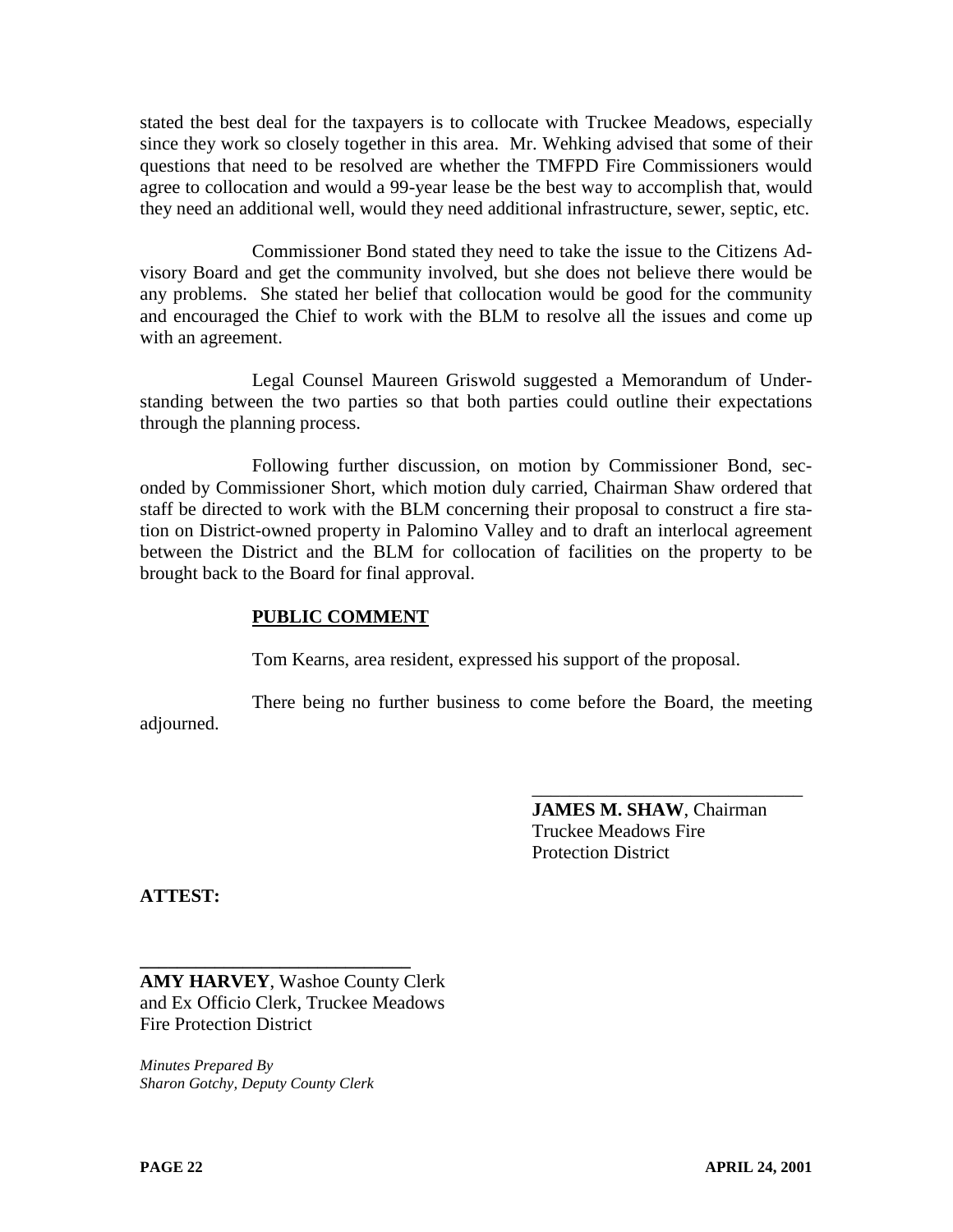stated the best deal for the taxpayers is to collocate with Truckee Meadows, especially since they work so closely together in this area. Mr. Wehking advised that some of their questions that need to be resolved are whether the TMFPD Fire Commissioners would agree to collocation and would a 99-year lease be the best way to accomplish that, would they need an additional well, would they need additional infrastructure, sewer, septic, etc.

Commissioner Bond stated they need to take the issue to the Citizens Advisory Board and get the community involved, but she does not believe there would be any problems. She stated her belief that collocation would be good for the community and encouraged the Chief to work with the BLM to resolve all the issues and come up with an agreement.

Legal Counsel Maureen Griswold suggested a Memorandum of Understanding between the two parties so that both parties could outline their expectations through the planning process.

Following further discussion, on motion by Commissioner Bond, seconded by Commissioner Short, which motion duly carried, Chairman Shaw ordered that staff be directed to work with the BLM concerning their proposal to construct a fire station on District-owned property in Palomino Valley and to draft an interlocal agreement between the District and the BLM for collocation of facilities on the property to be brought back to the Board for final approval.

**PUBLIC COMMENT**

Tom Kearns, area resident, expressed his support of the proposal.

There being no further business to come before the Board, the meeting adjourned.

_____________________________
**JAMES M. SHAW**, Chairman
Truckee Meadows Fire
Protection District

**ATTEST:**

_____________________________
**AMY HARVEY**, Washoe County Clerk
and Ex Officio Clerk, Truckee Meadows
Fire Protection District

*Minutes Prepared By*
*Sharon Gotchy, Deputy County Clerk*